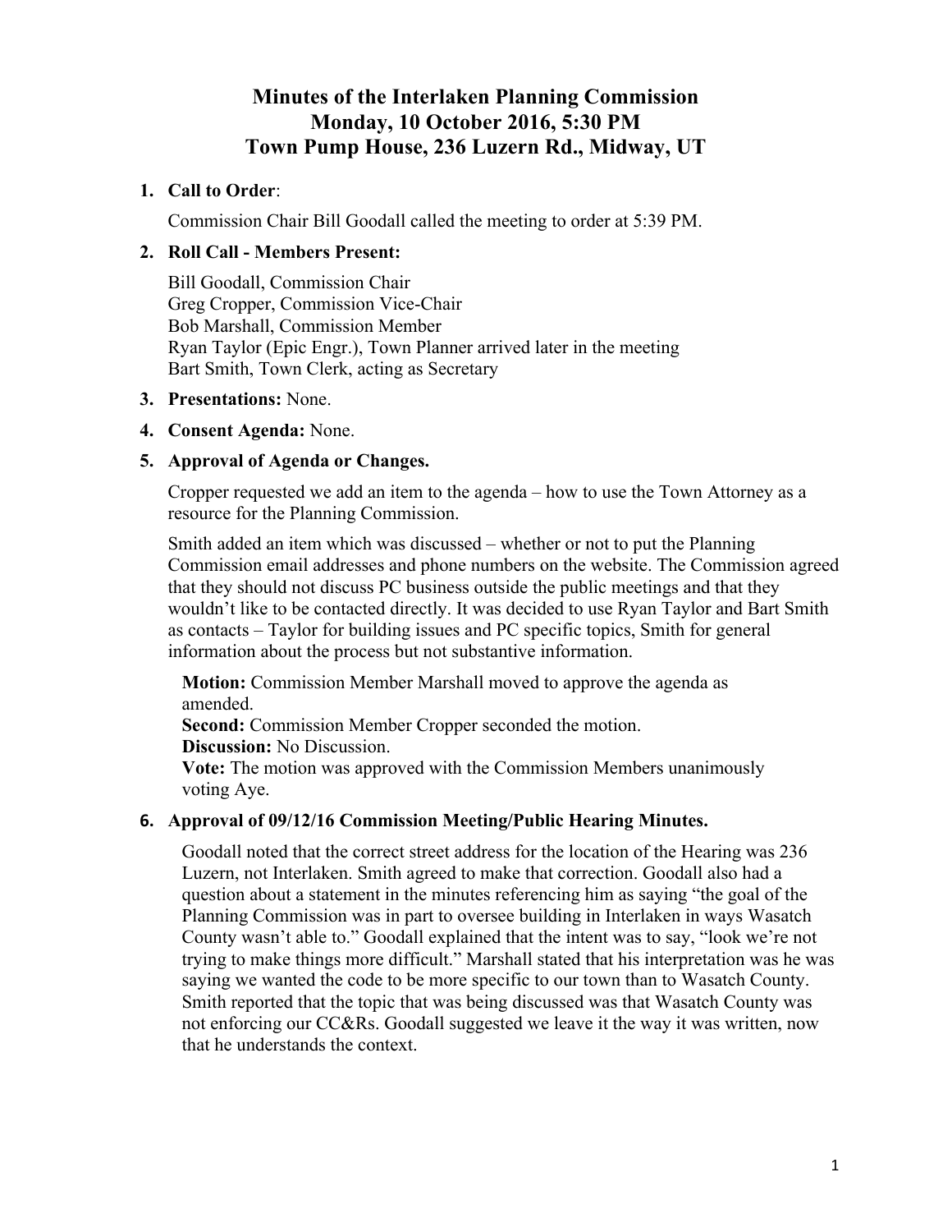# Minutes of the Interlaken Planning Commission
# Monday, 10 October 2016, 5:30 PM
# Town Pump House, 236 Luzern Rd., Midway, UT

1. **Call to Order**:

   Commission Chair Bill Goodall called the meeting to order at 5:39 PM.

2. **Roll Call - Members Present:**

   Bill Goodall, Commission Chair
   Greg Cropper, Commission Vice-Chair
   Bob Marshall, Commission Member
   Ryan Taylor (Epic Engr.), Town Planner arrived later in the meeting
   Bart Smith, Town Clerk, acting as Secretary

3. **Presentations:** None.

4. **Consent Agenda:** None.

5. **Approval of Agenda or Changes.**

   Cropper requested we add an item to the agenda – how to use the Town Attorney as a resource for the Planning Commission.

   Smith added an item which was discussed – whether or not to put the Planning Commission email addresses and phone numbers on the website. The Commission agreed that they should not discuss PC business outside the public meetings and that they wouldn't like to be contacted directly. It was decided to use Ryan Taylor and Bart Smith as contacts – Taylor for building issues and PC specific topics, Smith for general information about the process but not substantive information.

   **Motion:** Commission Member Marshall moved to approve the agenda as amended.
   **Second:** Commission Member Cropper seconded the motion.
   **Discussion:** No Discussion.
   **Vote:** The motion was approved with the Commission Members unanimously voting Aye.

6. **Approval of 09/12/16 Commission Meeting/Public Hearing Minutes.**

   Goodall noted that the correct street address for the location of the Hearing was 236 Luzern, not Interlaken. Smith agreed to make that correction. Goodall also had a question about a statement in the minutes referencing him as saying "the goal of the Planning Commission was in part to oversee building in Interlaken in ways Wasatch County wasn't able to." Goodall explained that the intent was to say, "look we're not trying to make things more difficult." Marshall stated that his interpretation was he was saying we wanted the code to be more specific to our town than to Wasatch County. Smith reported that the topic that was being discussed was that Wasatch County was not enforcing our CC&Rs. Goodall suggested we leave it the way it was written, now that he understands the context.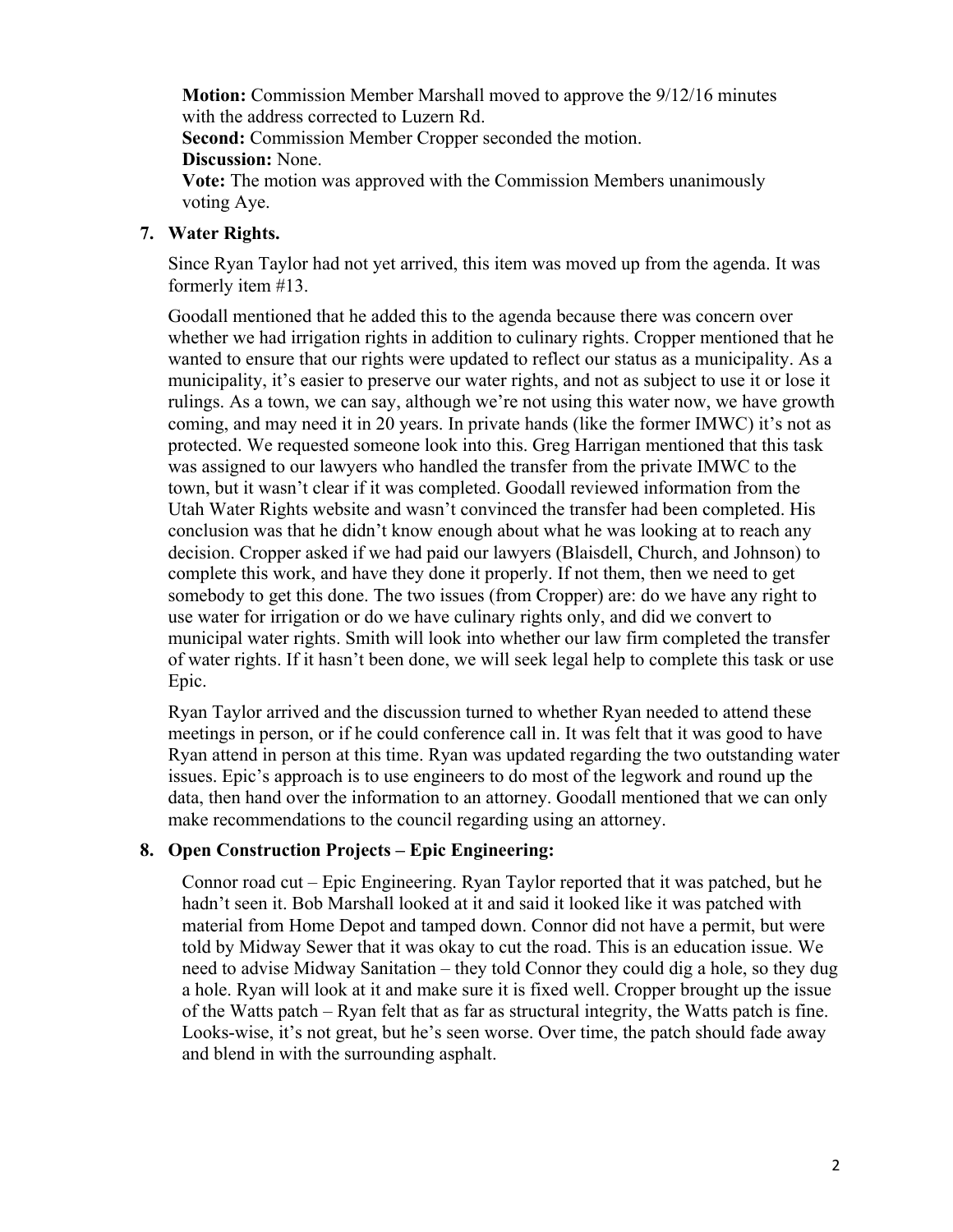**Motion:** Commission Member Marshall moved to approve the 9/12/16 minutes with the address corrected to Luzern Rd.
**Second:** Commission Member Cropper seconded the motion.
**Discussion:** None.
**Vote:** The motion was approved with the Commission Members unanimously voting Aye.

**7. Water Rights.**

Since Ryan Taylor had not yet arrived, this item was moved up from the agenda. It was formerly item #13.

Goodall mentioned that he added this to the agenda because there was concern over whether we had irrigation rights in addition to culinary rights. Cropper mentioned that he wanted to ensure that our rights were updated to reflect our status as a municipality. As a municipality, it's easier to preserve our water rights, and not as subject to use it or lose it rulings. As a town, we can say, although we're not using this water now, we have growth coming, and may need it in 20 years. In private hands (like the former IMWC) it's not as protected. We requested someone look into this. Greg Harrigan mentioned that this task was assigned to our lawyers who handled the transfer from the private IMWC to the town, but it wasn't clear if it was completed. Goodall reviewed information from the Utah Water Rights website and wasn't convinced the transfer had been completed. His conclusion was that he didn't know enough about what he was looking at to reach any decision. Cropper asked if we had paid our lawyers (Blaisdell, Church, and Johnson) to complete this work, and have they done it properly. If not them, then we need to get somebody to get this done. The two issues (from Cropper) are: do we have any right to use water for irrigation or do we have culinary rights only, and did we convert to municipal water rights. Smith will look into whether our law firm completed the transfer of water rights. If it hasn't been done, we will seek legal help to complete this task or use Epic.

Ryan Taylor arrived and the discussion turned to whether Ryan needed to attend these meetings in person, or if he could conference call in. It was felt that it was good to have Ryan attend in person at this time. Ryan was updated regarding the two outstanding water issues. Epic's approach is to use engineers to do most of the legwork and round up the data, then hand over the information to an attorney. Goodall mentioned that we can only make recommendations to the council regarding using an attorney.

**8. Open Construction Projects – Epic Engineering:**

Connor road cut – Epic Engineering. Ryan Taylor reported that it was patched, but he hadn't seen it. Bob Marshall looked at it and said it looked like it was patched with material from Home Depot and tamped down. Connor did not have a permit, but were told by Midway Sewer that it was okay to cut the road. This is an education issue. We need to advise Midway Sanitation – they told Connor they could dig a hole, so they dug a hole. Ryan will look at it and make sure it is fixed well. Cropper brought up the issue of the Watts patch – Ryan felt that as far as structural integrity, the Watts patch is fine. Looks-wise, it's not great, but he's seen worse. Over time, the patch should fade away and blend in with the surrounding asphalt.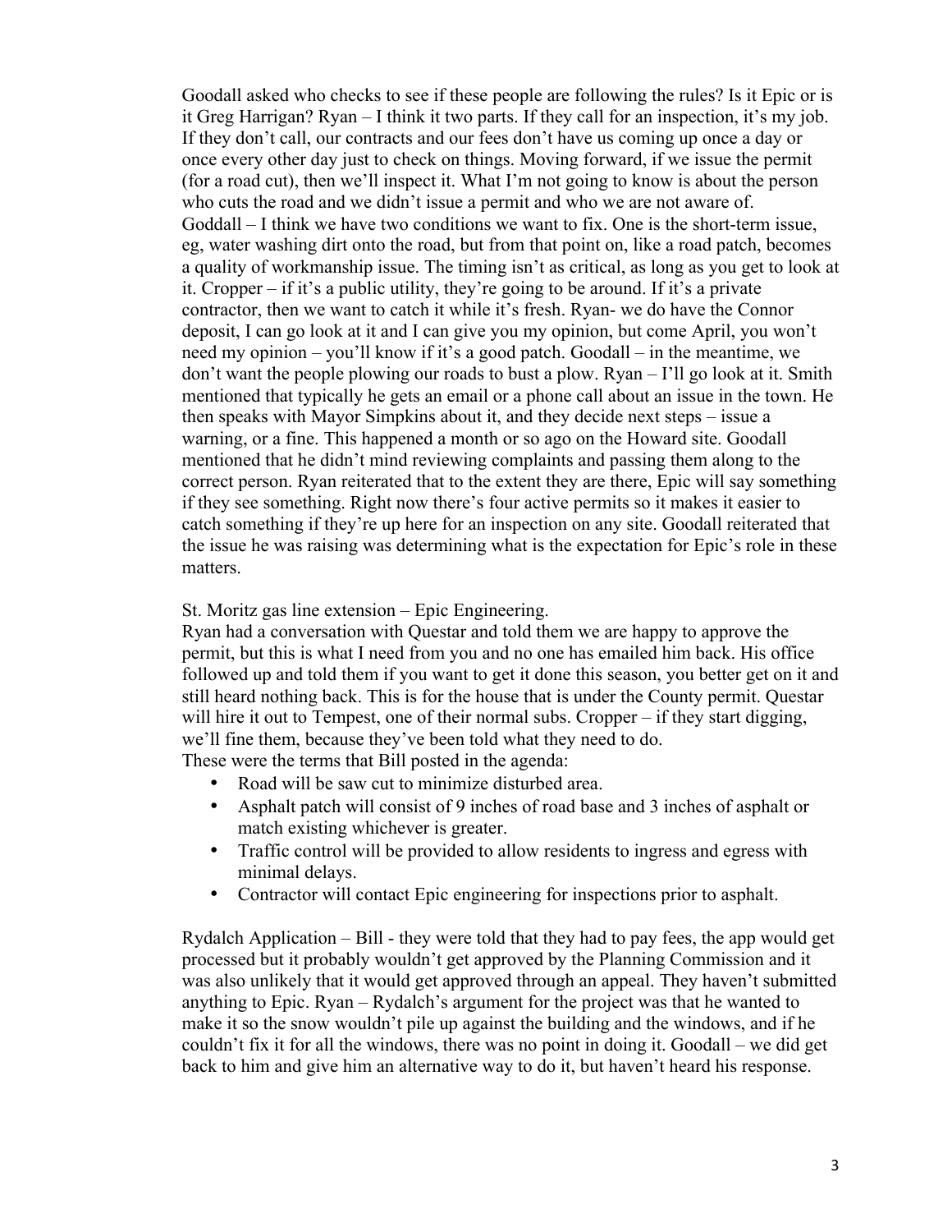Goodall asked who checks to see if these people are following the rules? Is it Epic or is it Greg Harrigan? Ryan – I think it two parts. If they call for an inspection, it's my job. If they don't call, our contracts and our fees don't have us coming up once a day or once every other day just to check on things. Moving forward, if we issue the permit (for a road cut), then we'll inspect it. What I'm not going to know is about the person who cuts the road and we didn't issue a permit and who we are not aware of. Goddall – I think we have two conditions we want to fix. One is the short-term issue, eg, water washing dirt onto the road, but from that point on, like a road patch, becomes a quality of workmanship issue. The timing isn't as critical, as long as you get to look at it. Cropper – if it's a public utility, they're going to be around. If it's a private contractor, then we want to catch it while it's fresh. Ryan- we do have the Connor deposit, I can go look at it and I can give you my opinion, but come April, you won't need my opinion – you'll know if it's a good patch. Goodall – in the meantime, we don't want the people plowing our roads to bust a plow. Ryan – I'll go look at it. Smith mentioned that typically he gets an email or a phone call about an issue in the town. He then speaks with Mayor Simpkins about it, and they decide next steps – issue a warning, or a fine. This happened a month or so ago on the Howard site. Goodall mentioned that he didn't mind reviewing complaints and passing them along to the correct person. Ryan reiterated that to the extent they are there, Epic will say something if they see something. Right now there's four active permits so it makes it easier to catch something if they're up here for an inspection on any site. Goodall reiterated that the issue he was raising was determining what is the expectation for Epic's role in these matters.

St. Moritz gas line extension – Epic Engineering.

Ryan had a conversation with Questar and told them we are happy to approve the permit, but this is what I need from you and no one has emailed him back. His office followed up and told them if you want to get it done this season, you better get on it and still heard nothing back. This is for the house that is under the County permit. Questar will hire it out to Tempest, one of their normal subs. Cropper – if they start digging, we'll fine them, because they've been told what they need to do.

These were the terms that Bill posted in the agenda:

- Road will be saw cut to minimize disturbed area.
- Asphalt patch will consist of 9 inches of road base and 3 inches of asphalt or match existing whichever is greater.
- Traffic control will be provided to allow residents to ingress and egress with minimal delays.
- Contractor will contact Epic engineering for inspections prior to asphalt.

Rydalch Application – Bill - they were told that they had to pay fees, the app would get processed but it probably wouldn't get approved by the Planning Commission and it was also unlikely that it would get approved through an appeal. They haven't submitted anything to Epic. Ryan – Rydalch's argument for the project was that he wanted to make it so the snow wouldn't pile up against the building and the windows, and if he couldn't fix it for all the windows, there was no point in doing it. Goodall – we did get back to him and give him an alternative way to do it, but haven't heard his response.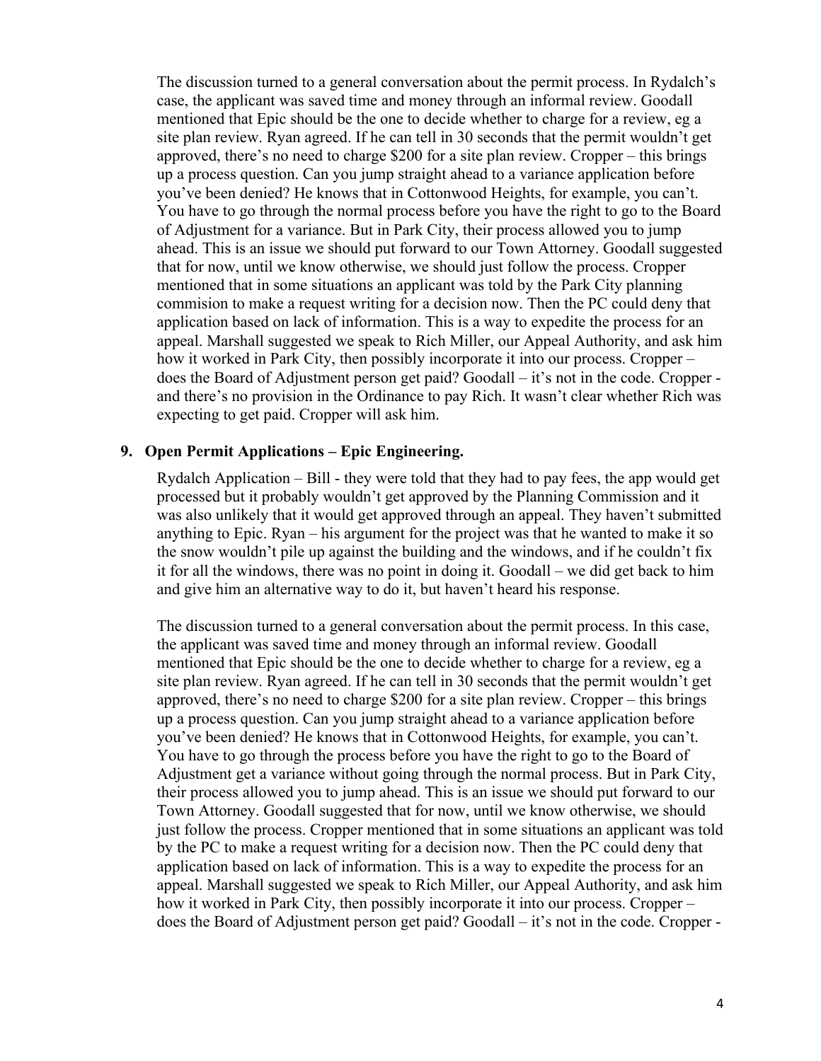The discussion turned to a general conversation about the permit process. In Rydalch's case, the applicant was saved time and money through an informal review. Goodall mentioned that Epic should be the one to decide whether to charge for a review, eg a site plan review. Ryan agreed. If he can tell in 30 seconds that the permit wouldn't get approved, there's no need to charge $200 for a site plan review. Cropper – this brings up a process question. Can you jump straight ahead to a variance application before you've been denied? He knows that in Cottonwood Heights, for example, you can't. You have to go through the normal process before you have the right to go to the Board of Adjustment for a variance. But in Park City, their process allowed you to jump ahead. This is an issue we should put forward to our Town Attorney. Goodall suggested that for now, until we know otherwise, we should just follow the process. Cropper mentioned that in some situations an applicant was told by the Park City planning commision to make a request writing for a decision now. Then the PC could deny that application based on lack of information. This is a way to expedite the process for an appeal. Marshall suggested we speak to Rich Miller, our Appeal Authority, and ask him how it worked in Park City, then possibly incorporate it into our process. Cropper – does the Board of Adjustment person get paid? Goodall – it's not in the code. Cropper - and there's no provision in the Ordinance to pay Rich. It wasn't clear whether Rich was expecting to get paid. Cropper will ask him.

**9. Open Permit Applications – Epic Engineering.**

Rydalch Application – Bill - they were told that they had to pay fees, the app would get processed but it probably wouldn't get approved by the Planning Commission and it was also unlikely that it would get approved through an appeal. They haven't submitted anything to Epic. Ryan – his argument for the project was that he wanted to make it so the snow wouldn't pile up against the building and the windows, and if he couldn't fix it for all the windows, there was no point in doing it. Goodall – we did get back to him and give him an alternative way to do it, but haven't heard his response.

The discussion turned to a general conversation about the permit process. In this case, the applicant was saved time and money through an informal review. Goodall mentioned that Epic should be the one to decide whether to charge for a review, eg a site plan review. Ryan agreed. If he can tell in 30 seconds that the permit wouldn't get approved, there's no need to charge $200 for a site plan review. Cropper – this brings up a process question. Can you jump straight ahead to a variance application before you've been denied? He knows that in Cottonwood Heights, for example, you can't. You have to go through the process before you have the right to go to the Board of Adjustment get a variance without going through the normal process. But in Park City, their process allowed you to jump ahead. This is an issue we should put forward to our Town Attorney. Goodall suggested that for now, until we know otherwise, we should just follow the process. Cropper mentioned that in some situations an applicant was told by the PC to make a request writing for a decision now. Then the PC could deny that application based on lack of information. This is a way to expedite the process for an appeal. Marshall suggested we speak to Rich Miller, our Appeal Authority, and ask him how it worked in Park City, then possibly incorporate it into our process. Cropper – does the Board of Adjustment person get paid? Goodall – it's not in the code. Cropper -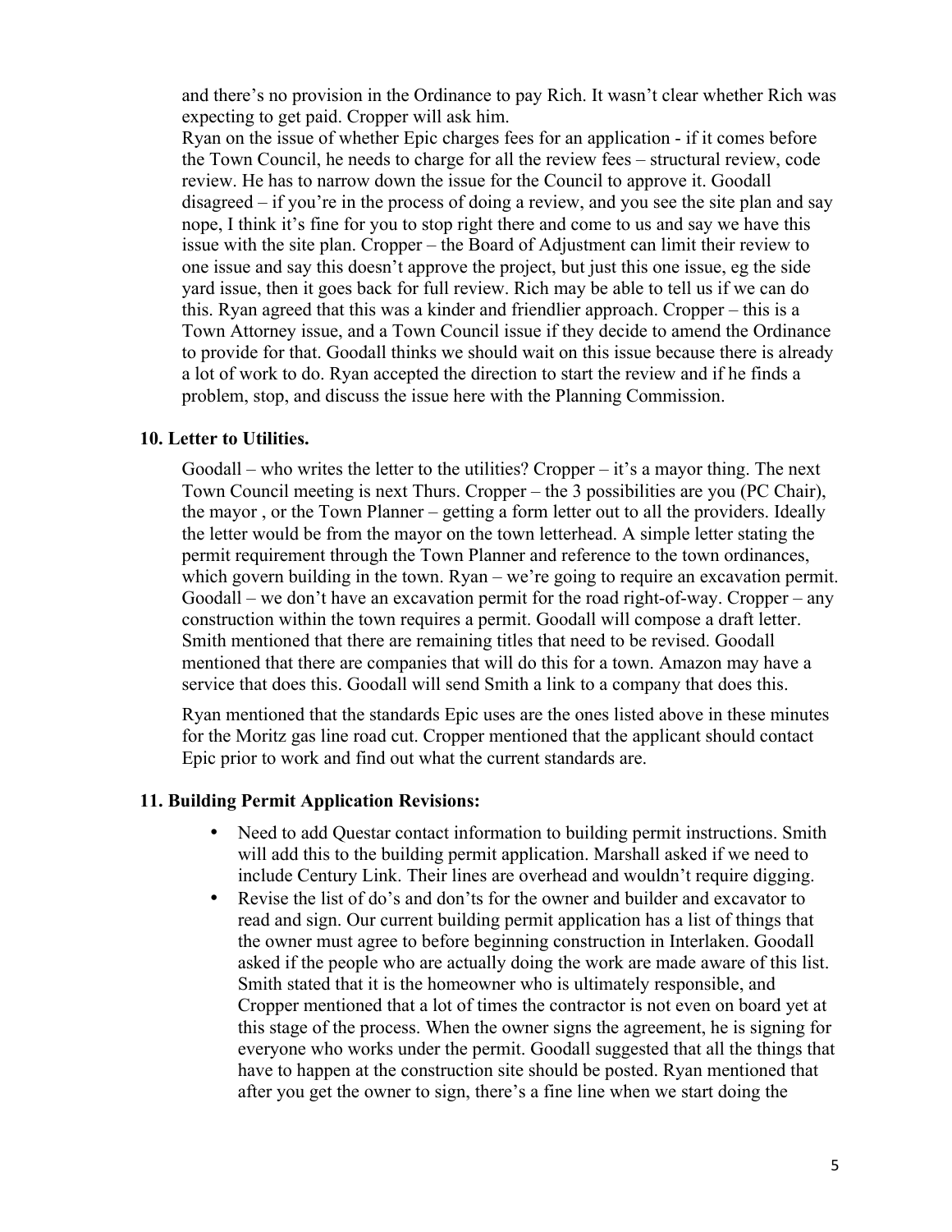and there's no provision in the Ordinance to pay Rich. It wasn't clear whether Rich was expecting to get paid. Cropper will ask him.

Ryan on the issue of whether Epic charges fees for an application - if it comes before the Town Council, he needs to charge for all the review fees – structural review, code review. He has to narrow down the issue for the Council to approve it. Goodall disagreed – if you're in the process of doing a review, and you see the site plan and say nope, I think it's fine for you to stop right there and come to us and say we have this issue with the site plan. Cropper – the Board of Adjustment can limit their review to one issue and say this doesn't approve the project, but just this one issue, eg the side yard issue, then it goes back for full review. Rich may be able to tell us if we can do this. Ryan agreed that this was a kinder and friendlier approach. Cropper – this is a Town Attorney issue, and a Town Council issue if they decide to amend the Ordinance to provide for that. Goodall thinks we should wait on this issue because there is already a lot of work to do. Ryan accepted the direction to start the review and if he finds a problem, stop, and discuss the issue here with the Planning Commission.

**10. Letter to Utilities.**

Goodall – who writes the letter to the utilities? Cropper – it's a mayor thing. The next Town Council meeting is next Thurs. Cropper – the 3 possibilities are you (PC Chair), the mayor , or the Town Planner – getting a form letter out to all the providers. Ideally the letter would be from the mayor on the town letterhead. A simple letter stating the permit requirement through the Town Planner and reference to the town ordinances, which govern building in the town. Ryan – we're going to require an excavation permit. Goodall – we don't have an excavation permit for the road right-of-way. Cropper – any construction within the town requires a permit. Goodall will compose a draft letter. Smith mentioned that there are remaining titles that need to be revised. Goodall mentioned that there are companies that will do this for a town. Amazon may have a service that does this. Goodall will send Smith a link to a company that does this.

Ryan mentioned that the standards Epic uses are the ones listed above in these minutes for the Moritz gas line road cut. Cropper mentioned that the applicant should contact Epic prior to work and find out what the current standards are.

**11. Building Permit Application Revisions:**

- Need to add Questar contact information to building permit instructions. Smith will add this to the building permit application. Marshall asked if we need to include Century Link. Their lines are overhead and wouldn't require digging.
- Revise the list of do's and don'ts for the owner and builder and excavator to read and sign. Our current building permit application has a list of things that the owner must agree to before beginning construction in Interlaken. Goodall asked if the people who are actually doing the work are made aware of this list. Smith stated that it is the homeowner who is ultimately responsible, and Cropper mentioned that a lot of times the contractor is not even on board yet at this stage of the process. When the owner signs the agreement, he is signing for everyone who works under the permit. Goodall suggested that all the things that have to happen at the construction site should be posted. Ryan mentioned that after you get the owner to sign, there's a fine line when we start doing the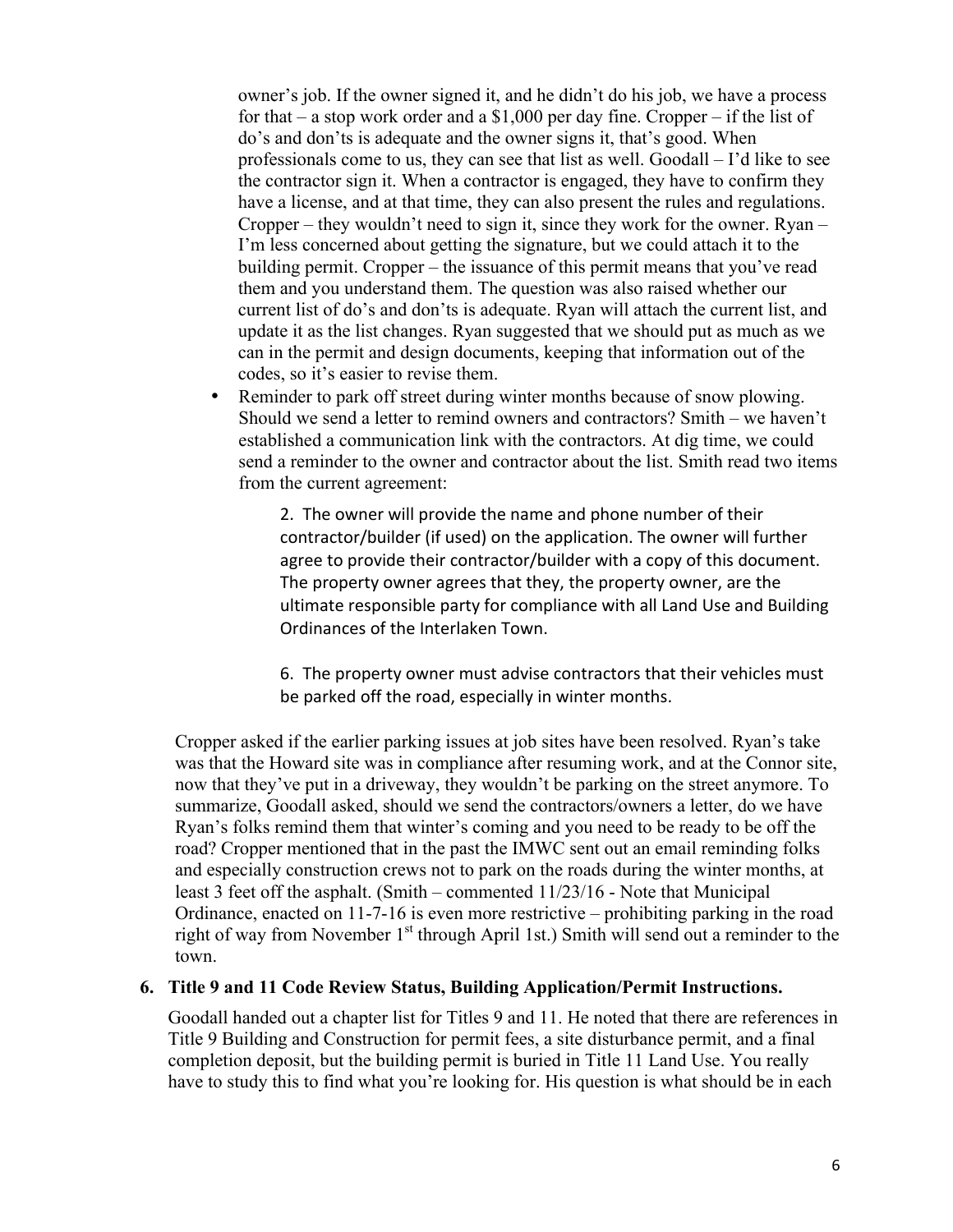owner's job. If the owner signed it, and he didn't do his job, we have a process for that – a stop work order and a $1,000 per day fine. Cropper – if the list of do's and don'ts is adequate and the owner signs it, that's good. When professionals come to us, they can see that list as well. Goodall – I'd like to see the contractor sign it. When a contractor is engaged, they have to confirm they have a license, and at that time, they can also present the rules and regulations. Cropper – they wouldn't need to sign it, since they work for the owner. Ryan – I'm less concerned about getting the signature, but we could attach it to the building permit. Cropper – the issuance of this permit means that you've read them and you understand them. The question was also raised whether our current list of do's and don'ts is adequate. Ryan will attach the current list, and update it as the list changes. Ryan suggested that we should put as much as we can in the permit and design documents, keeping that information out of the codes, so it's easier to revise them.

- Reminder to park off street during winter months because of snow plowing. Should we send a letter to remind owners and contractors? Smith – we haven't established a communication link with the contractors. At dig time, we could send a reminder to the owner and contractor about the list. Smith read two items from the current agreement:

  > 2. The owner will provide the name and phone number of their contractor/builder (if used) on the application. The owner will further agree to provide their contractor/builder with a copy of this document. The property owner agrees that they, the property owner, are the ultimate responsible party for compliance with all Land Use and Building Ordinances of the Interlaken Town.
  >
  > 6. The property owner must advise contractors that their vehicles must be parked off the road, especially in winter months.

Cropper asked if the earlier parking issues at job sites have been resolved. Ryan's take was that the Howard site was in compliance after resuming work, and at the Connor site, now that they've put in a driveway, they wouldn't be parking on the street anymore. To summarize, Goodall asked, should we send the contractors/owners a letter, do we have Ryan's folks remind them that winter's coming and you need to be ready to be off the road? Cropper mentioned that in the past the IMWC sent out an email reminding folks and especially construction crews not to park on the roads during the winter months, at least 3 feet off the asphalt. (Smith – commented 11/23/16 - Note that Municipal Ordinance, enacted on 11-7-16 is even more restrictive – prohibiting parking in the road right of way from November 1st through April 1st.) Smith will send out a reminder to the town.

**6. Title 9 and 11 Code Review Status, Building Application/Permit Instructions.**

Goodall handed out a chapter list for Titles 9 and 11. He noted that there are references in Title 9 Building and Construction for permit fees, a site disturbance permit, and a final completion deposit, but the building permit is buried in Title 11 Land Use. You really have to study this to find what you're looking for. His question is what should be in each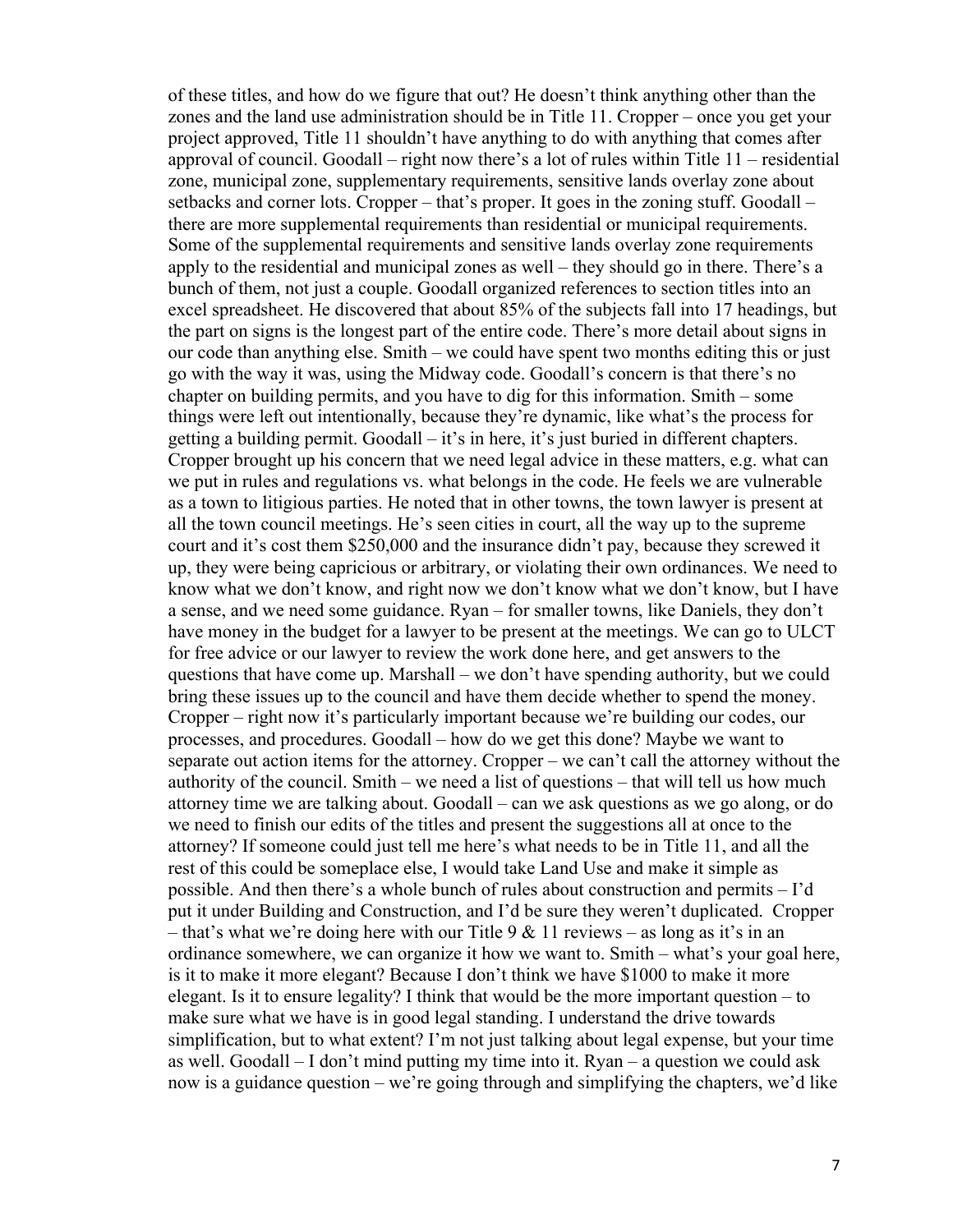of these titles, and how do we figure that out? He doesn't think anything other than the zones and the land use administration should be in Title 11. Cropper – once you get your project approved, Title 11 shouldn't have anything to do with anything that comes after approval of council. Goodall – right now there's a lot of rules within Title 11 – residential zone, municipal zone, supplementary requirements, sensitive lands overlay zone about setbacks and corner lots. Cropper – that's proper. It goes in the zoning stuff. Goodall – there are more supplemental requirements than residential or municipal requirements. Some of the supplemental requirements and sensitive lands overlay zone requirements apply to the residential and municipal zones as well – they should go in there. There's a bunch of them, not just a couple. Goodall organized references to section titles into an excel spreadsheet. He discovered that about 85% of the subjects fall into 17 headings, but the part on signs is the longest part of the entire code. There's more detail about signs in our code than anything else. Smith – we could have spent two months editing this or just go with the way it was, using the Midway code. Goodall's concern is that there's no chapter on building permits, and you have to dig for this information. Smith – some things were left out intentionally, because they're dynamic, like what's the process for getting a building permit. Goodall – it's in here, it's just buried in different chapters. Cropper brought up his concern that we need legal advice in these matters, e.g. what can we put in rules and regulations vs. what belongs in the code. He feels we are vulnerable as a town to litigious parties. He noted that in other towns, the town lawyer is present at all the town council meetings. He's seen cities in court, all the way up to the supreme court and it's cost them $250,000 and the insurance didn't pay, because they screwed it up, they were being capricious or arbitrary, or violating their own ordinances. We need to know what we don't know, and right now we don't know what we don't know, but I have a sense, and we need some guidance. Ryan – for smaller towns, like Daniels, they don't have money in the budget for a lawyer to be present at the meetings. We can go to ULCT for free advice or our lawyer to review the work done here, and get answers to the questions that have come up. Marshall – we don't have spending authority, but we could bring these issues up to the council and have them decide whether to spend the money. Cropper – right now it's particularly important because we're building our codes, our processes, and procedures. Goodall – how do we get this done? Maybe we want to separate out action items for the attorney. Cropper – we can't call the attorney without the authority of the council. Smith – we need a list of questions – that will tell us how much attorney time we are talking about. Goodall – can we ask questions as we go along, or do we need to finish our edits of the titles and present the suggestions all at once to the attorney? If someone could just tell me here's what needs to be in Title 11, and all the rest of this could be someplace else, I would take Land Use and make it simple as possible. And then there's a whole bunch of rules about construction and permits – I'd put it under Building and Construction, and I'd be sure they weren't duplicated. Cropper – that's what we're doing here with our Title 9 & 11 reviews – as long as it's in an ordinance somewhere, we can organize it how we want to. Smith – what's your goal here, is it to make it more elegant? Because I don't think we have $1000 to make it more elegant. Is it to ensure legality? I think that would be the more important question – to make sure what we have is in good legal standing. I understand the drive towards simplification, but to what extent? I'm not just talking about legal expense, but your time as well. Goodall – I don't mind putting my time into it. Ryan – a question we could ask now is a guidance question – we're going through and simplifying the chapters, we'd like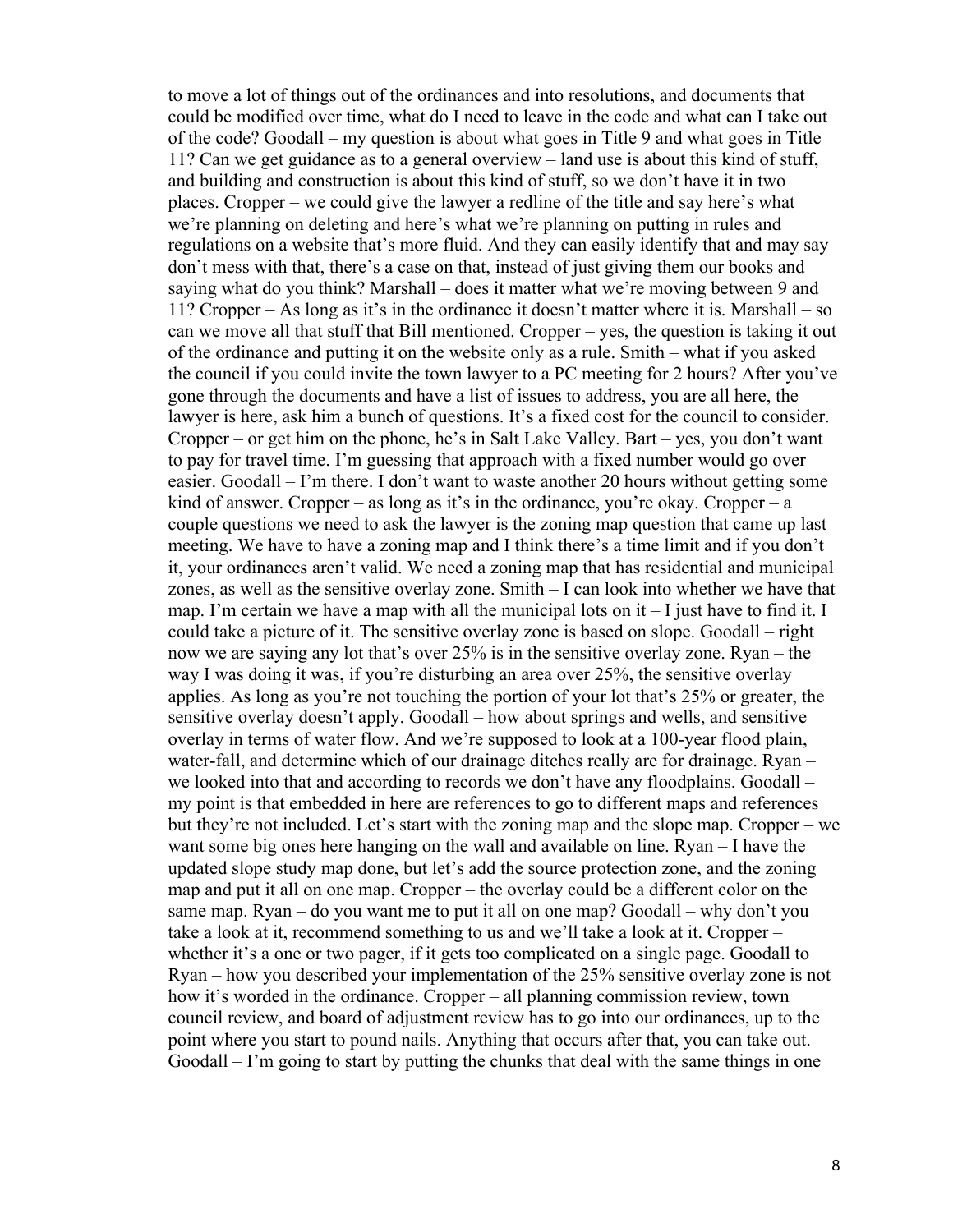to move a lot of things out of the ordinances and into resolutions, and documents that could be modified over time, what do I need to leave in the code and what can I take out of the code? Goodall – my question is about what goes in Title 9 and what goes in Title 11? Can we get guidance as to a general overview – land use is about this kind of stuff, and building and construction is about this kind of stuff, so we don't have it in two places. Cropper – we could give the lawyer a redline of the title and say here's what we're planning on deleting and here's what we're planning on putting in rules and regulations on a website that's more fluid. And they can easily identify that and may say don't mess with that, there's a case on that, instead of just giving them our books and saying what do you think? Marshall – does it matter what we're moving between 9 and 11? Cropper – As long as it's in the ordinance it doesn't matter where it is. Marshall – so can we move all that stuff that Bill mentioned. Cropper – yes, the question is taking it out of the ordinance and putting it on the website only as a rule. Smith – what if you asked the council if you could invite the town lawyer to a PC meeting for 2 hours? After you've gone through the documents and have a list of issues to address, you are all here, the lawyer is here, ask him a bunch of questions. It's a fixed cost for the council to consider. Cropper – or get him on the phone, he's in Salt Lake Valley. Bart – yes, you don't want to pay for travel time. I'm guessing that approach with a fixed number would go over easier. Goodall – I'm there. I don't want to waste another 20 hours without getting some kind of answer. Cropper – as long as it's in the ordinance, you're okay. Cropper – a couple questions we need to ask the lawyer is the zoning map question that came up last meeting. We have to have a zoning map and I think there's a time limit and if you don't it, your ordinances aren't valid. We need a zoning map that has residential and municipal zones, as well as the sensitive overlay zone. Smith – I can look into whether we have that map. I'm certain we have a map with all the municipal lots on it – I just have to find it. I could take a picture of it. The sensitive overlay zone is based on slope. Goodall – right now we are saying any lot that's over 25% is in the sensitive overlay zone. Ryan – the way I was doing it was, if you're disturbing an area over 25%, the sensitive overlay applies. As long as you're not touching the portion of your lot that's 25% or greater, the sensitive overlay doesn't apply. Goodall – how about springs and wells, and sensitive overlay in terms of water flow. And we're supposed to look at a 100-year flood plain, water-fall, and determine which of our drainage ditches really are for drainage. Ryan – we looked into that and according to records we don't have any floodplains. Goodall – my point is that embedded in here are references to go to different maps and references but they're not included. Let's start with the zoning map and the slope map. Cropper – we want some big ones here hanging on the wall and available on line. Ryan – I have the updated slope study map done, but let's add the source protection zone, and the zoning map and put it all on one map. Cropper – the overlay could be a different color on the same map. Ryan – do you want me to put it all on one map? Goodall – why don't you take a look at it, recommend something to us and we'll take a look at it. Cropper – whether it's a one or two pager, if it gets too complicated on a single page. Goodall to Ryan – how you described your implementation of the 25% sensitive overlay zone is not how it's worded in the ordinance. Cropper – all planning commission review, town council review, and board of adjustment review has to go into our ordinances, up to the point where you start to pound nails. Anything that occurs after that, you can take out. Goodall – I'm going to start by putting the chunks that deal with the same things in one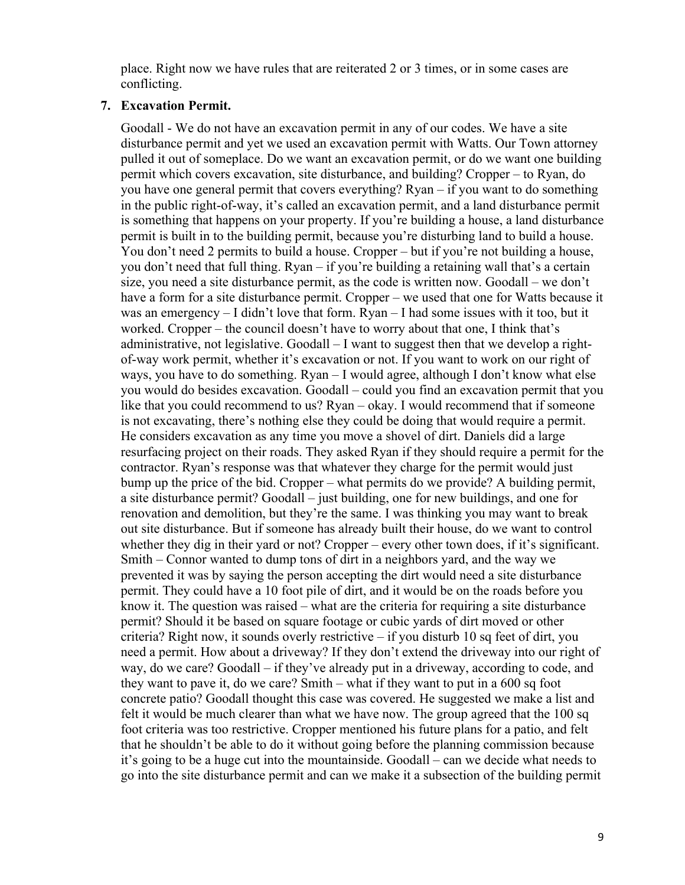place. Right now we have rules that are reiterated 2 or 3 times, or in some cases are conflicting.

**7. Excavation Permit.**

Goodall - We do not have an excavation permit in any of our codes. We have a site disturbance permit and yet we used an excavation permit with Watts. Our Town attorney pulled it out of someplace. Do we want an excavation permit, or do we want one building permit which covers excavation, site disturbance, and building? Cropper – to Ryan, do you have one general permit that covers everything? Ryan – if you want to do something in the public right-of-way, it's called an excavation permit, and a land disturbance permit is something that happens on your property. If you're building a house, a land disturbance permit is built in to the building permit, because you're disturbing land to build a house. You don't need 2 permits to build a house. Cropper – but if you're not building a house, you don't need that full thing. Ryan – if you're building a retaining wall that's a certain size, you need a site disturbance permit, as the code is written now. Goodall – we don't have a form for a site disturbance permit. Cropper – we used that one for Watts because it was an emergency – I didn't love that form. Ryan – I had some issues with it too, but it worked. Cropper – the council doesn't have to worry about that one, I think that's administrative, not legislative. Goodall – I want to suggest then that we develop a right-of-way work permit, whether it's excavation or not. If you want to work on our right of ways, you have to do something. Ryan – I would agree, although I don't know what else you would do besides excavation. Goodall – could you find an excavation permit that you like that you could recommend to us? Ryan – okay. I would recommend that if someone is not excavating, there's nothing else they could be doing that would require a permit. He considers excavation as any time you move a shovel of dirt. Daniels did a large resurfacing project on their roads. They asked Ryan if they should require a permit for the contractor. Ryan's response was that whatever they charge for the permit would just bump up the price of the bid. Cropper – what permits do we provide? A building permit, a site disturbance permit? Goodall – just building, one for new buildings, and one for renovation and demolition, but they're the same. I was thinking you may want to break out site disturbance. But if someone has already built their house, do we want to control whether they dig in their yard or not? Cropper – every other town does, if it's significant. Smith – Connor wanted to dump tons of dirt in a neighbors yard, and the way we prevented it was by saying the person accepting the dirt would need a site disturbance permit. They could have a 10 foot pile of dirt, and it would be on the roads before you know it. The question was raised – what are the criteria for requiring a site disturbance permit? Should it be based on square footage or cubic yards of dirt moved or other criteria? Right now, it sounds overly restrictive – if you disturb 10 sq feet of dirt, you need a permit. How about a driveway? If they don't extend the driveway into our right of way, do we care? Goodall – if they've already put in a driveway, according to code, and they want to pave it, do we care? Smith – what if they want to put in a 600 sq foot concrete patio? Goodall thought this case was covered. He suggested we make a list and felt it would be much clearer than what we have now. The group agreed that the 100 sq foot criteria was too restrictive. Cropper mentioned his future plans for a patio, and felt that he shouldn't be able to do it without going before the planning commission because it's going to be a huge cut into the mountainside. Goodall – can we decide what needs to go into the site disturbance permit and can we make it a subsection of the building permit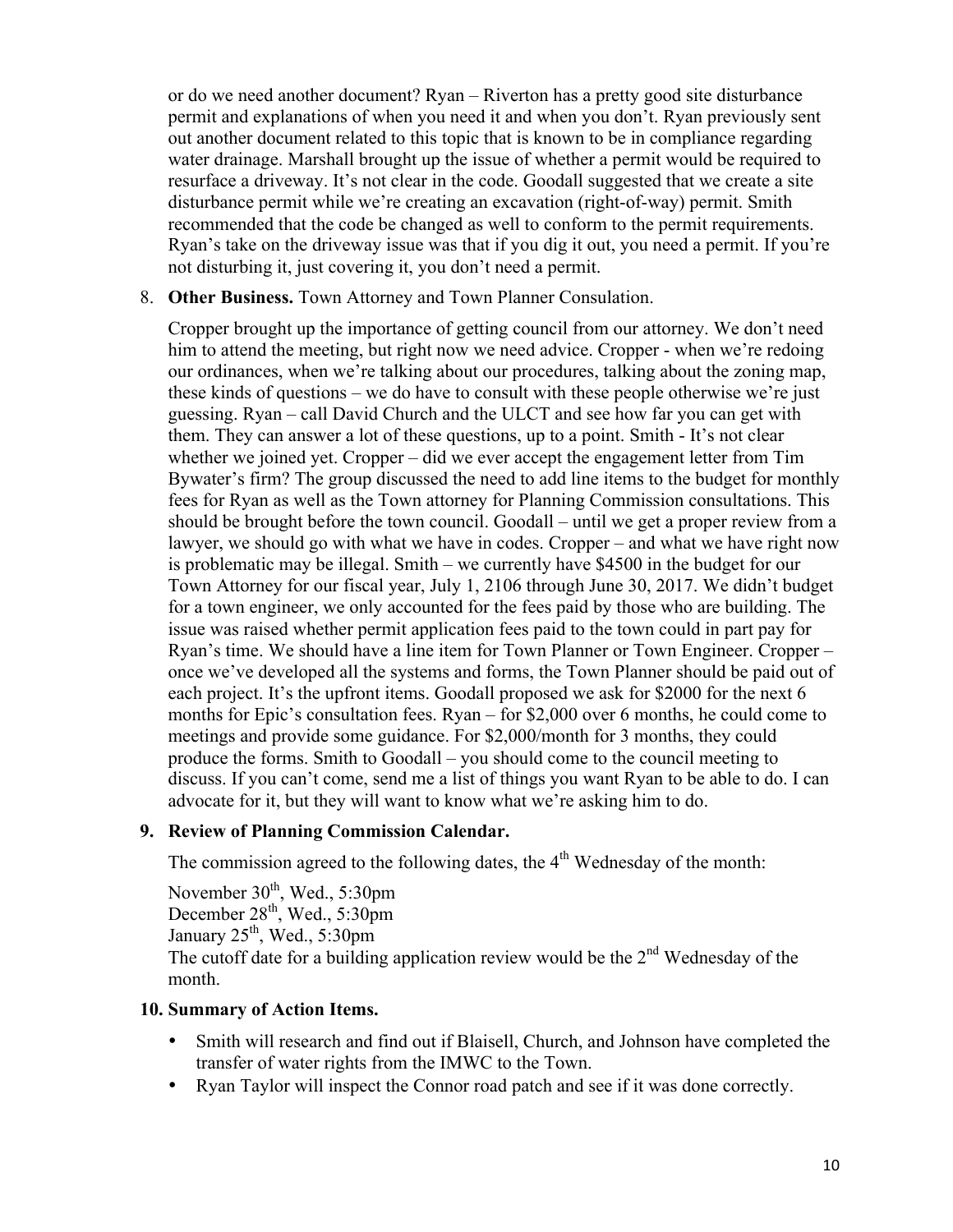or do we need another document? Ryan – Riverton has a pretty good site disturbance permit and explanations of when you need it and when you don't. Ryan previously sent out another document related to this topic that is known to be in compliance regarding water drainage. Marshall brought up the issue of whether a permit would be required to resurface a driveway. It's not clear in the code. Goodall suggested that we create a site disturbance permit while we're creating an excavation (right-of-way) permit. Smith recommended that the code be changed as well to conform to the permit requirements. Ryan's take on the driveway issue was that if you dig it out, you need a permit. If you're not disturbing it, just covering it, you don't need a permit.

8. **Other Business.** Town Attorney and Town Planner Consulation.

   Cropper brought up the importance of getting council from our attorney. We don't need him to attend the meeting, but right now we need advice. Cropper - when we're redoing our ordinances, when we're talking about our procedures, talking about the zoning map, these kinds of questions – we do have to consult with these people otherwise we're just guessing. Ryan – call David Church and the ULCT and see how far you can get with them. They can answer a lot of these questions, up to a point. Smith - It's not clear whether we joined yet. Cropper – did we ever accept the engagement letter from Tim Bywater's firm? The group discussed the need to add line items to the budget for monthly fees for Ryan as well as the Town attorney for Planning Commission consultations. This should be brought before the town council. Goodall – until we get a proper review from a lawyer, we should go with what we have in codes. Cropper – and what we have right now is problematic may be illegal. Smith – we currently have $4500 in the budget for our Town Attorney for our fiscal year, July 1, 2106 through June 30, 2017. We didn't budget for a town engineer, we only accounted for the fees paid by those who are building. The issue was raised whether permit application fees paid to the town could in part pay for Ryan's time. We should have a line item for Town Planner or Town Engineer. Cropper – once we've developed all the systems and forms, the Town Planner should be paid out of each project. It's the upfront items. Goodall proposed we ask for $2000 for the next 6 months for Epic's consultation fees. Ryan – for $2,000 over 6 months, he could come to meetings and provide some guidance. For $2,000/month for 3 months, they could produce the forms. Smith to Goodall – you should come to the council meeting to discuss. If you can't come, send me a list of things you want Ryan to be able to do. I can advocate for it, but they will want to know what we're asking him to do.

## 9. Review of Planning Commission Calendar.

The commission agreed to the following dates, the 4th Wednesday of the month:

November 30th, Wed., 5:30pm
December 28th, Wed., 5:30pm
January 25th, Wed., 5:30pm
The cutoff date for a building application review would be the 2nd Wednesday of the month.

## 10. Summary of Action Items.

- Smith will research and find out if Blaisell, Church, and Johnson have completed the transfer of water rights from the IMWC to the Town.
- Ryan Taylor will inspect the Connor road patch and see if it was done correctly.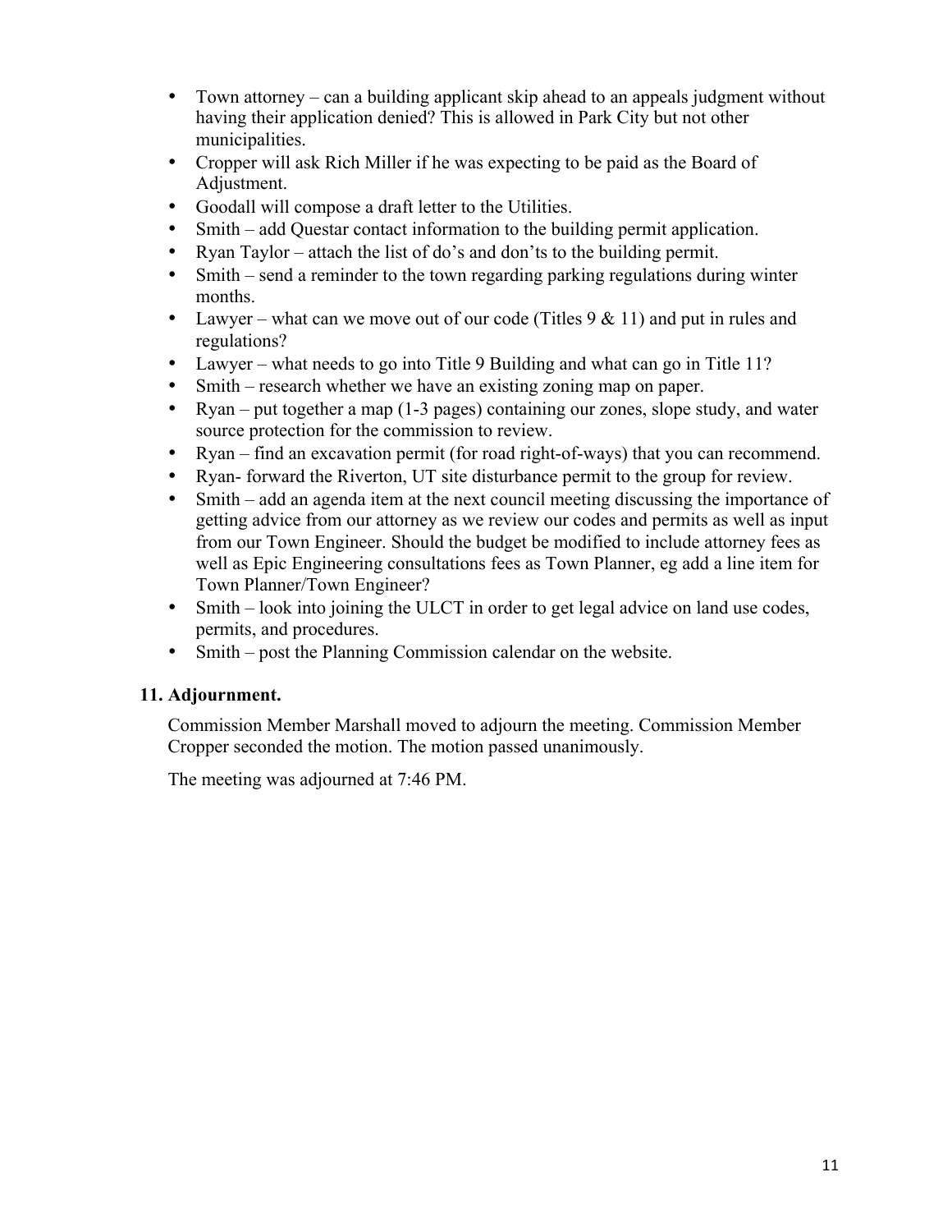- Town attorney – can a building applicant skip ahead to an appeals judgment without having their application denied? This is allowed in Park City but not other municipalities.
- Cropper will ask Rich Miller if he was expecting to be paid as the Board of Adjustment.
- Goodall will compose a draft letter to the Utilities.
- Smith – add Questar contact information to the building permit application.
- Ryan Taylor – attach the list of do's and don'ts to the building permit.
- Smith – send a reminder to the town regarding parking regulations during winter months.
- Lawyer – what can we move out of our code (Titles 9 & 11) and put in rules and regulations?
- Lawyer – what needs to go into Title 9 Building and what can go in Title 11?
- Smith – research whether we have an existing zoning map on paper.
- Ryan – put together a map (1-3 pages) containing our zones, slope study, and water source protection for the commission to review.
- Ryan – find an excavation permit (for road right-of-ways) that you can recommend.
- Ryan- forward the Riverton, UT site disturbance permit to the group for review.
- Smith – add an agenda item at the next council meeting discussing the importance of getting advice from our attorney as we review our codes and permits as well as input from our Town Engineer. Should the budget be modified to include attorney fees as well as Epic Engineering consultations fees as Town Planner, eg add a line item for Town Planner/Town Engineer?
- Smith – look into joining the ULCT in order to get legal advice on land use codes, permits, and procedures.
- Smith – post the Planning Commission calendar on the website.

### 11. Adjournment.

Commission Member Marshall moved to adjourn the meeting. Commission Member Cropper seconded the motion. The motion passed unanimously.

The meeting was adjourned at 7:46 PM.